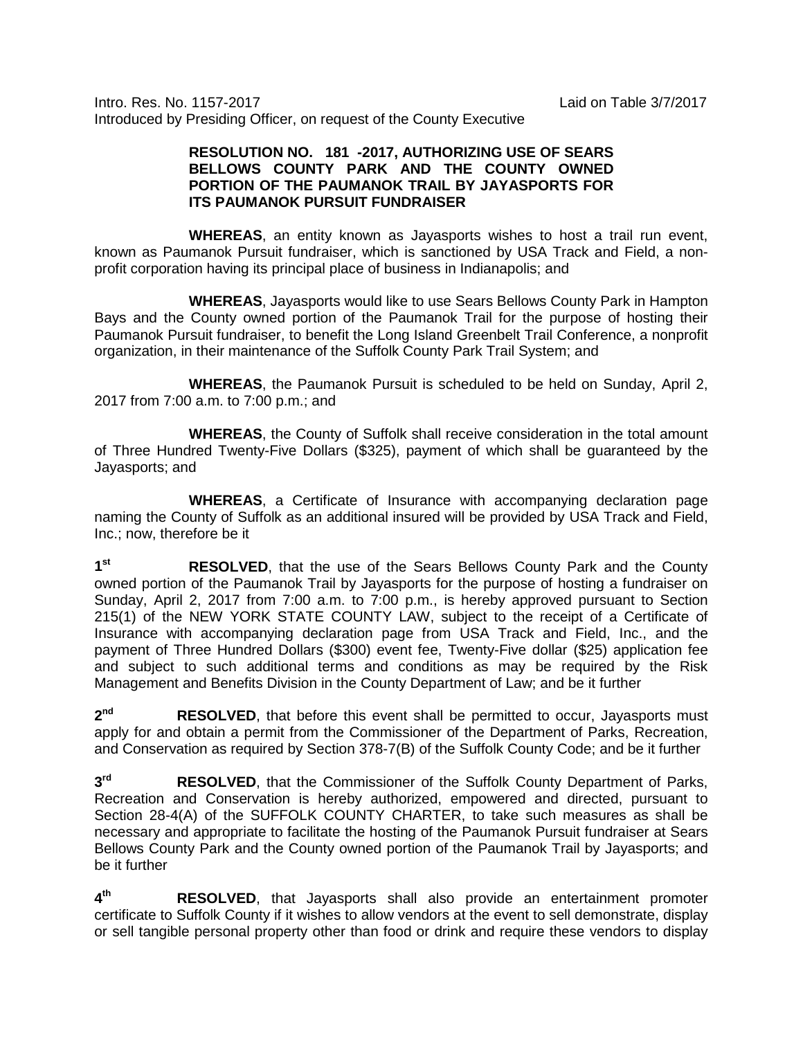Intro. Res. No. 1157-2017 Laid on Table 3/7/2017
Introduced by Presiding Officer, on request of the County Executive

**RESOLUTION NO. 181 -2017, AUTHORIZING USE OF SEARS BELLOWS COUNTY PARK AND THE COUNTY OWNED PORTION OF THE PAUMANOK TRAIL BY JAYASPORTS FOR ITS PAUMANOK PURSUIT FUNDRAISER**

**WHEREAS**, an entity known as Jayasports wishes to host a trail run event, known as Paumanok Pursuit fundraiser, which is sanctioned by USA Track and Field, a non-profit corporation having its principal place of business in Indianapolis; and

**WHEREAS**, Jayasports would like to use Sears Bellows County Park in Hampton Bays and the County owned portion of the Paumanok Trail for the purpose of hosting their Paumanok Pursuit fundraiser, to benefit the Long Island Greenbelt Trail Conference, a nonprofit organization, in their maintenance of the Suffolk County Park Trail System; and

**WHEREAS**, the Paumanok Pursuit is scheduled to be held on Sunday, April 2, 2017 from 7:00 a.m. to 7:00 p.m.; and

**WHEREAS**, the County of Suffolk shall receive consideration in the total amount of Three Hundred Twenty-Five Dollars ($325), payment of which shall be guaranteed by the Jayasports; and

**WHEREAS**, a Certificate of Insurance with accompanying declaration page naming the County of Suffolk as an additional insured will be provided by USA Track and Field, Inc.; now, therefore be it

**1st** **RESOLVED**, that the use of the Sears Bellows County Park and the County owned portion of the Paumanok Trail by Jayasports for the purpose of hosting a fundraiser on Sunday, April 2, 2017 from 7:00 a.m. to 7:00 p.m., is hereby approved pursuant to Section 215(1) of the NEW YORK STATE COUNTY LAW, subject to the receipt of a Certificate of Insurance with accompanying declaration page from USA Track and Field, Inc., and the payment of Three Hundred Dollars ($300) event fee, Twenty-Five dollar ($25) application fee and subject to such additional terms and conditions as may be required by the Risk Management and Benefits Division in the County Department of Law; and be it further

**2nd** **RESOLVED**, that before this event shall be permitted to occur, Jayasports must apply for and obtain a permit from the Commissioner of the Department of Parks, Recreation, and Conservation as required by Section 378-7(B) of the Suffolk County Code; and be it further

**3rd** **RESOLVED**, that the Commissioner of the Suffolk County Department of Parks, Recreation and Conservation is hereby authorized, empowered and directed, pursuant to Section 28-4(A) of the SUFFOLK COUNTY CHARTER, to take such measures as shall be necessary and appropriate to facilitate the hosting of the Paumanok Pursuit fundraiser at Sears Bellows County Park and the County owned portion of the Paumanok Trail by Jayasports; and be it further

**4th** **RESOLVED**, that Jayasports shall also provide an entertainment promoter certificate to Suffolk County if it wishes to allow vendors at the event to sell demonstrate, display or sell tangible personal property other than food or drink and require these vendors to display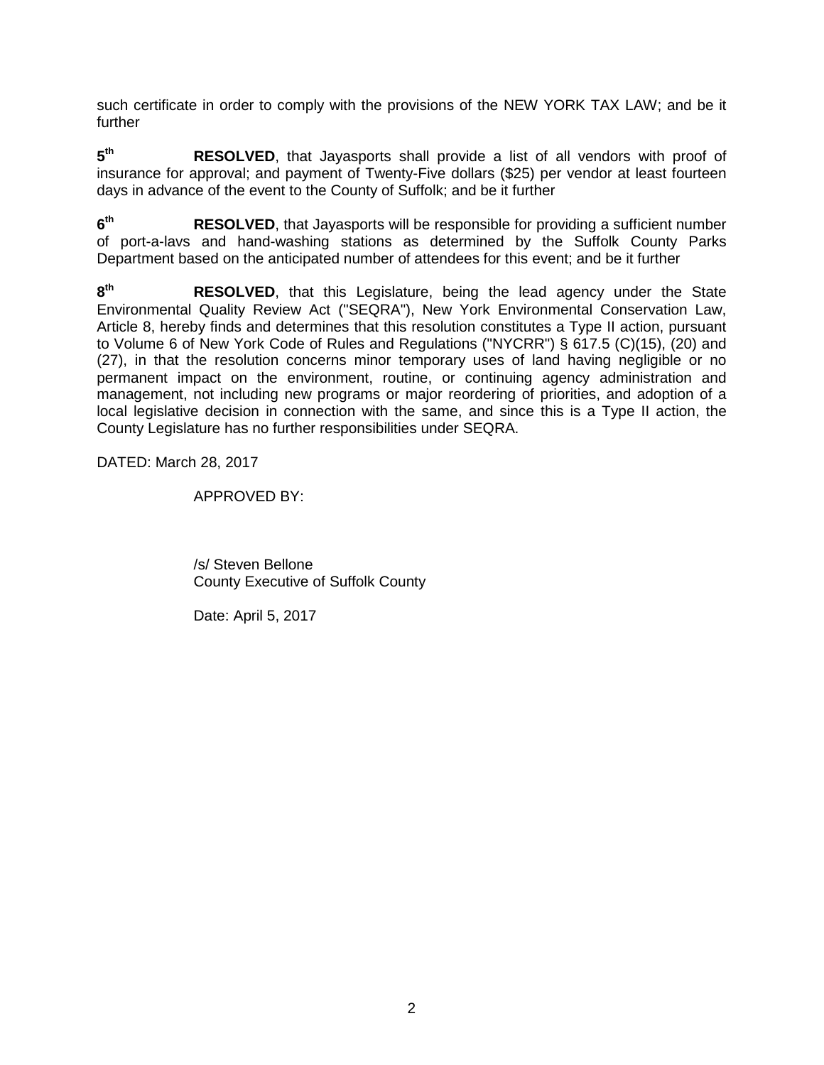such certificate in order to comply with the provisions of the NEW YORK TAX LAW; and be it further

**5th** **RESOLVED**, that Jayasports shall provide a list of all vendors with proof of insurance for approval; and payment of Twenty-Five dollars ($25) per vendor at least fourteen days in advance of the event to the County of Suffolk; and be it further

**6th** **RESOLVED**, that Jayasports will be responsible for providing a sufficient number of port-a-lavs and hand-washing stations as determined by the Suffolk County Parks Department based on the anticipated number of attendees for this event; and be it further

**8th** **RESOLVED**, that this Legislature, being the lead agency under the State Environmental Quality Review Act ("SEQRA"), New York Environmental Conservation Law, Article 8, hereby finds and determines that this resolution constitutes a Type II action, pursuant to Volume 6 of New York Code of Rules and Regulations ("NYCRR") § 617.5 (C)(15), (20) and (27), in that the resolution concerns minor temporary uses of land having negligible or no permanent impact on the environment, routine, or continuing agency administration and management, not including new programs or major reordering of priorities, and adoption of a local legislative decision in connection with the same, and since this is a Type II action, the County Legislature has no further responsibilities under SEQRA.

DATED: March 28, 2017

APPROVED BY:

/s/ Steven Bellone
County Executive of Suffolk County

Date: April 5, 2017